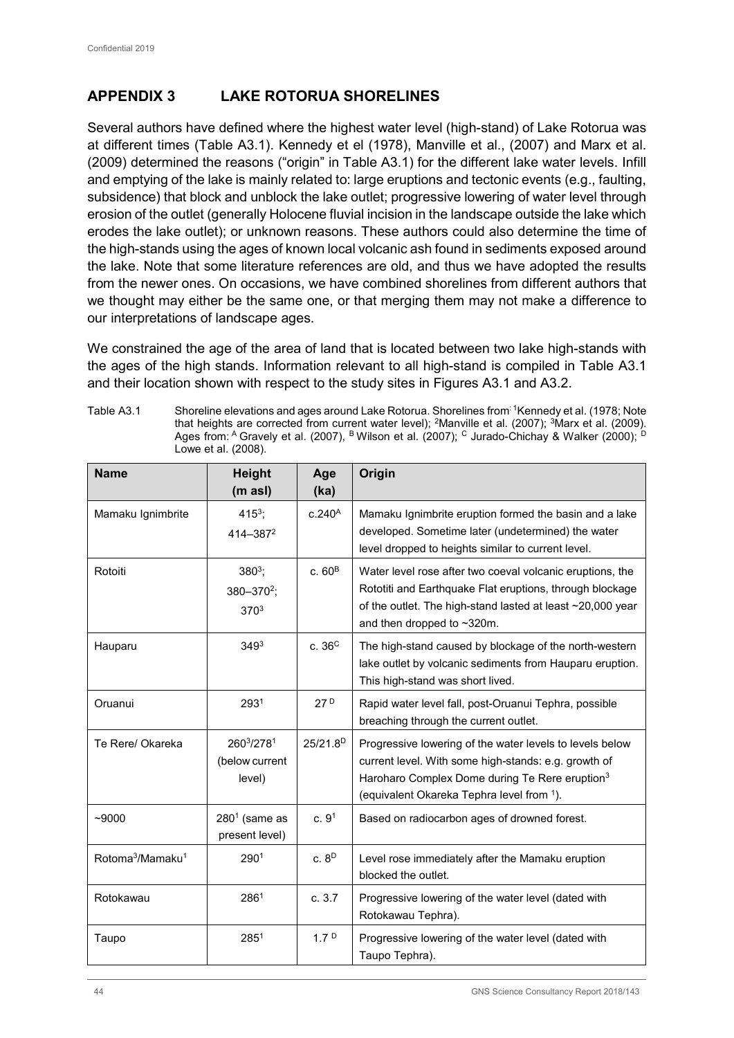## APPENDIX 3 LAKE ROTORUA SHORELINES

Several authors have defined where the highest water level (high-stand) of Lake Rotorua was at different times (Table A3.1). Kennedy et el (1978), Manville et al., (2007) and Marx et al. (2009) determined the reasons ("origin" in Table A3.1) for the different lake water levels. Infill and emptying of the lake is mainly related to: large eruptions and tectonic events (e.g., faulting, subsidence) that block and unblock the lake outlet; progressive lowering of water level through erosion of the outlet (generally Holocene fluvial incision in the landscape outside the lake which erodes the lake outlet); or unknown reasons. These authors could also determine the time of the high-stands using the ages of known local volcanic ash found in sediments exposed around the lake. Note that some literature references are old, and thus we have adopted the results from the newer ones. On occasions, we have combined shorelines from different authors that we thought may either be the same one, or that merging them may not make a difference to our interpretations of landscape ages.

We constrained the age of the area of land that is located between two lake high-stands with the ages of the high stands. Information relevant to all high-stand is compiled in Table A3.1 and their location shown with respect to the study sites in Figures A3.1 and A3.2.

Table A3.1 Shoreline elevations and ages around Lake Rotorua. Shorelines from: [1]Kennedy et al. (1978; Note that heights are corrected from current water level); [2]Manville et al. (2007); [3]Marx et al. (2009). Ages from: [A] Gravely et al. (2007), [B] Wilson et al. (2007); [C] Jurado-Chichay & Walker (2000); [D] Lowe et al. (2008).

| Name | Height (m asl) | Age (ka) | Origin |
|---|---|---|---|
| Mamaku Ignimbrite | 415[3]; 414–387[2] | c.240[A] | Mamaku Ignimbrite eruption formed the basin and a lake developed. Sometime later (undetermined) the water level dropped to heights similar to current level. |
| Rotoiti | 380[3]; 380–370[2]; 370[3] | c. 60[B] | Water level rose after two coeval volcanic eruptions, the Rototiti and Earthquake Flat eruptions, through blockage of the outlet. The high-stand lasted at least ~20,000 year and then dropped to ~320m. |
| Hauparu | 349[3] | c. 36[C] | The high-stand caused by blockage of the north-western lake outlet by volcanic sediments from Hauparu eruption. This high-stand was short lived. |
| Oruanui | 293[1] | 27[D] | Rapid water level fall, post-Oruanui Tephra, possible breaching through the current outlet. |
| Te Rere/ Okareka | 260[3]/278[1] (below current level) | 25/21.8[D] | Progressive lowering of the water levels to levels below current level. With some high-stands: e.g. growth of Haroharo Complex Dome during Te Rere eruption[3] (equivalent Okareka Tephra level from [1]). |
| ~9000 | 280[1] (same as present level) | c. 9[1] | Based on radiocarbon ages of drowned forest. |
| Rotoma[3]/Mamaku[1] | 290[1] | c. 8[D] | Level rose immediately after the Mamaku eruption blocked the outlet. |
| Rotokawau | 286[1] | c. 3.7 | Progressive lowering of the water level (dated with Rotokawau Tephra). |
| Taupo | 285[1] | 1.7[D] | Progressive lowering of the water level (dated with Taupo Tephra). |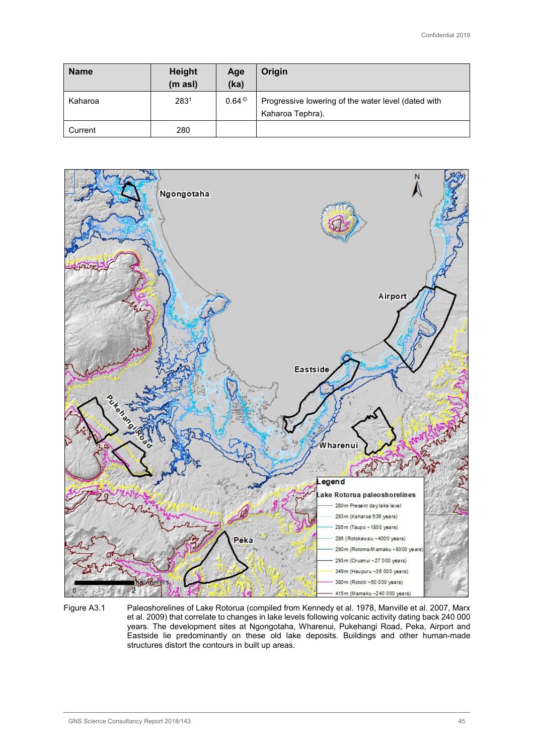| Name | Height (m asl) | Age (ka) | Origin |
|---|---|---|---|
| Kaharoa | 283[1] | 0.64 [D] | Progressive lowering of the water level (dated with Kaharoa Tephra). |
| Current | 280 | | |

Ngongotaha

Airport

Eastside

Pukehangi Road

Wharenui

Peka

N

Legend

Lake Rotorua paleoshorelines

280m Present day lake level

283m (Kaharoa 636 years)

285m (Taupo ~1800 years)

286 (Rotokawau ~4000 years)

290m (Rotoma/Mamaku ~8000 years)

293m (Oruanui ~27 000 years)

349m (Haupuru ~36 000 years)

380m (Rotoiti ~60 000 years)

415m (Mamaku ~240 000 years)

0 1 2 Kilometers

Figure A3.1 Paleoshorelines of Lake Rotorua (compiled from Kennedy et al. 1978, Manville et al. 2007, Marx et al. 2009) that correlate to changes in lake levels following volcanic activity dating back 240 000 years. The development sites at Ngongotaha, Wharenui, Pukehangi Road, Peka, Airport and Eastside lie predominantly on these old lake deposits. Buildings and other human-made structures distort the contours in built up areas.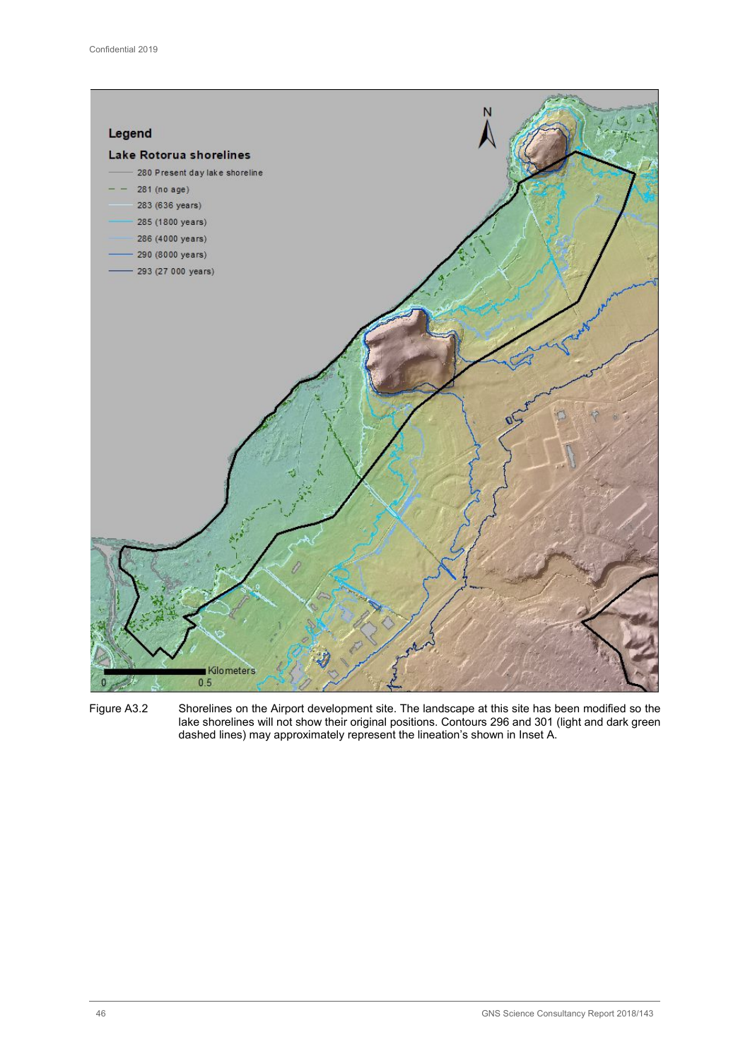Legend

Lake Rotorua shorelines

280 Present day lake shoreline

281 (no age)

283 (636 years)

285 (1800 years)

286 (4000 years)

290 (8000 years)

293 (27 000 years)

N

Kilometers

0

0.5

Figure A3.2 Shorelines on the Airport development site. The landscape at this site has been modified so the lake shorelines will not show their original positions. Contours 296 and 301 (light and dark green dashed lines) may approximately represent the lineation's shown in Inset A.